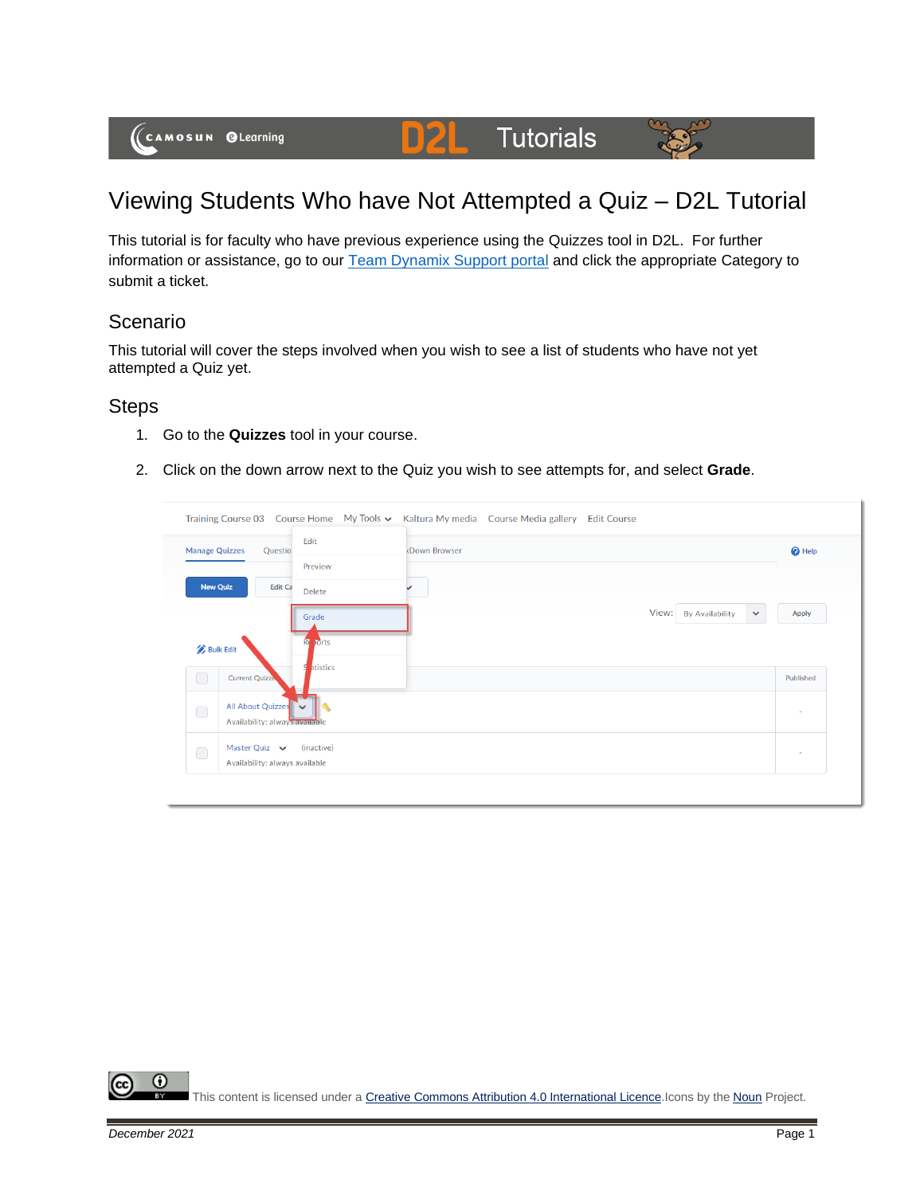# Viewing Students Who have Not Attempted a Quiz – D2L Tutorial

This tutorial is for faculty who have previous experience using the Quizzes tool in D2L. For further information or assistance, go to our Team Dynamix Support portal and click the appropriate Category to submit a ticket.

## Scenario

This tutorial will cover the steps involved when you wish to see a list of students who have not yet attempted a Quiz yet.

## Steps

1. Go to the **Quizzes** tool in your course.
2. Click on the down arrow next to the Quiz you wish to see attempts for, and select **Grade**.

This content is licensed under a Creative Commons Attribution 4.0 International Licence. Icons by the Noun Project.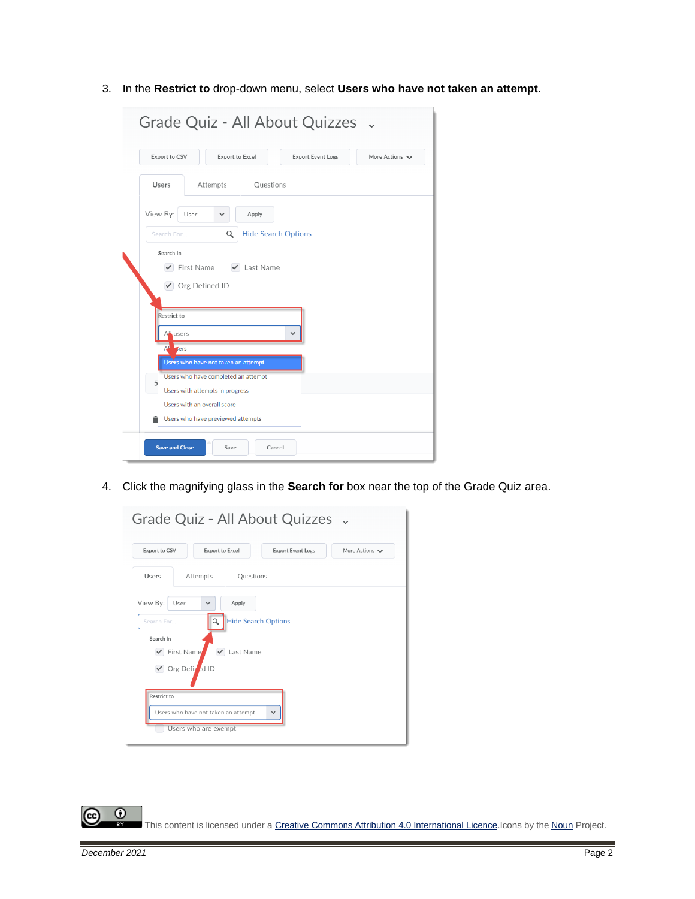3. In the **Restrict to** drop-down menu, select **Users who have not taken an attempt**.

4. Click the magnifying glass in the **Search for** box near the top of the Grade Quiz area.

This content is licensed under a [Creative Commons Attribution 4.0 International Licence](). Icons by the [Noun]() Project.

*December 2021*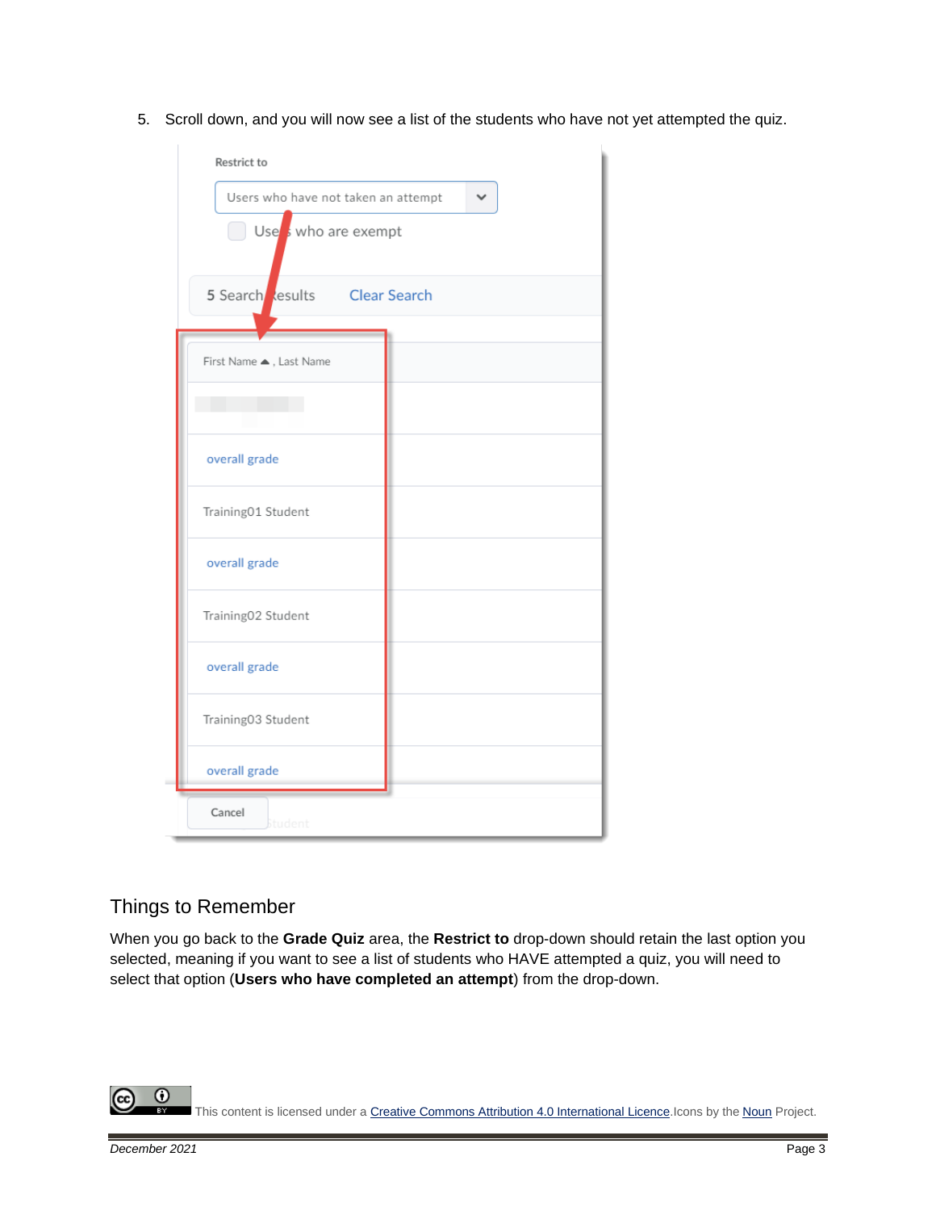5. Scroll down, and you will now see a list of the students who have not yet attempted the quiz.

## Things to Remember

When you go back to the **Grade Quiz** area, the **Restrict to** drop-down should retain the last option you selected, meaning if you want to see a list of students who HAVE attempted a quiz, you will need to select that option (**Users who have completed an attempt**) from the drop-down.

This content is licensed under a Creative Commons Attribution 4.0 International Licence. Icons by the Noun Project.

December 2021